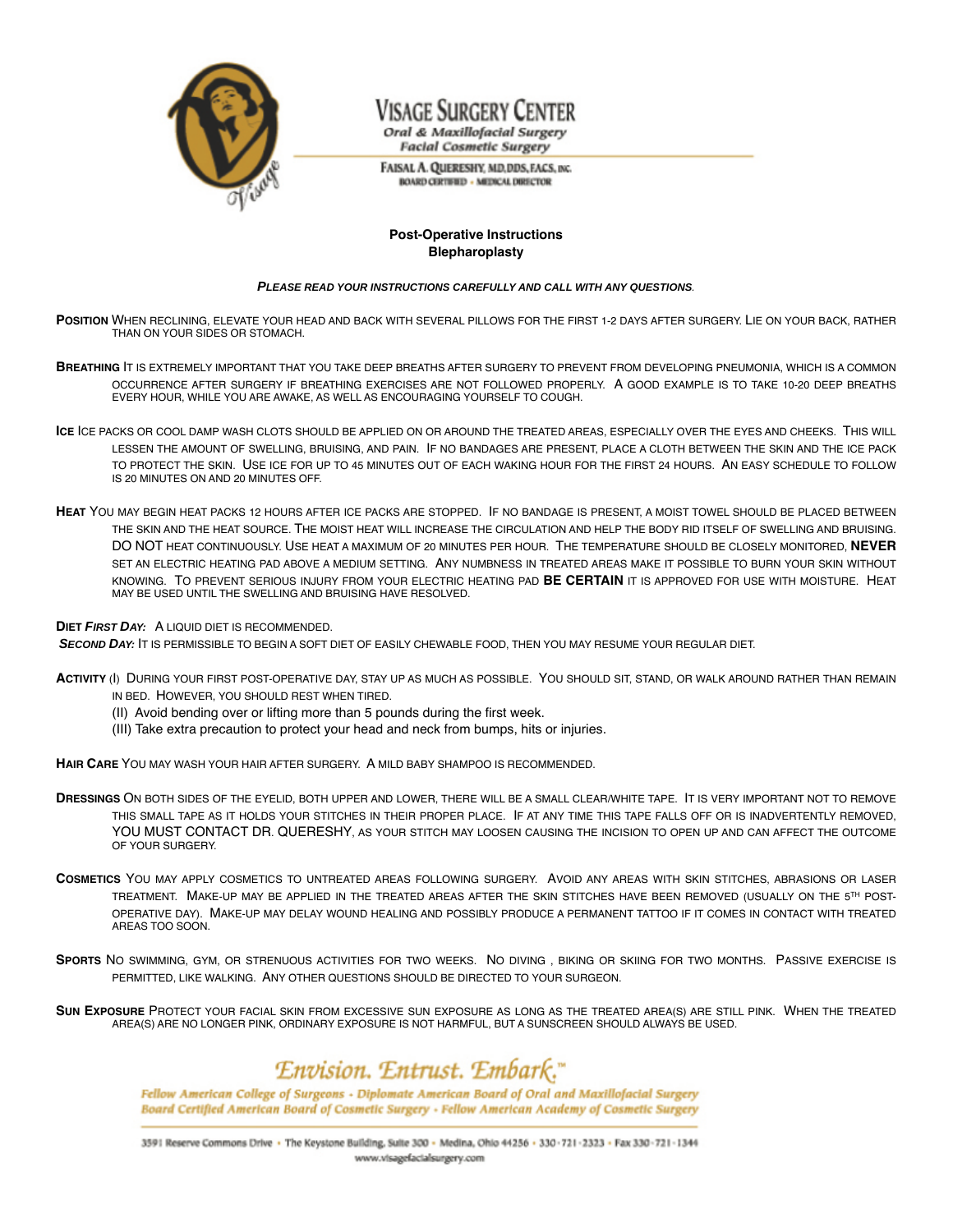# Visage Surgery Center

*Oral & Maxillofacial Surgery*
*Facial Cosmetic Surgery*

Faisal A. Quereshy, MD, DDS, FACS, Inc.
Board Certified · Medical Director

## Post-Operative Instructions
## Blepharoplasty

***Please read your instructions carefully and call with any questions.***

**Position** When reclining, elevate your head and back with several pillows for the first 1-2 days after surgery. Lie on your back, rather than on your sides or stomach.

**Breathing** It is extremely important that you take deep breaths after surgery to prevent from developing pneumonia, which is a common occurrence after surgery if breathing exercises are not followed properly. A good example is to take 10-20 deep breaths every hour, while you are awake, as well as encouraging yourself to cough.

**Ice** Ice packs or cool damp wash clots should be applied on or around the treated areas, especially over the eyes and cheeks. This will lessen the amount of swelling, bruising, and pain. If no bandages are present, place a cloth between the skin and the ice pack to protect the skin. Use ice for up to 45 minutes out of each waking hour for the first 24 hours. An easy schedule to follow is 20 minutes on and 20 minutes off.

**Heat** You may begin heat packs 12 hours after ice packs are stopped. If no bandage is present, a moist towel should be placed between the skin and the heat source. The moist heat will increase the circulation and help the body rid itself of swelling and bruising. DO NOT heat continuously. Use heat a maximum of 20 minutes per hour. The temperature should be closely monitored, **NEVER** set an electric heating pad above a medium setting. Any numbness in treated areas make it possible to burn your skin without knowing. To prevent serious injury from your electric heating pad **BE CERTAIN** it is approved for use with moisture. Heat may be used until the swelling and bruising have resolved.

**Diet** ***First Day:*** A liquid diet is recommended.
***Second Day:*** It is permissible to begin a soft diet of easily chewable food, then you may resume your regular diet.

**Activity** (I) During your first post-operative day, stay up as much as possible. You should sit, stand, or walk around rather than remain in bed. However, you should rest when tired.
(II) Avoid bending over or lifting more than 5 pounds during the first week.
(III) Take extra precaution to protect your head and neck from bumps, hits or injuries.

**Hair Care** You may wash your hair after surgery. A mild baby shampoo is recommended.

**Dressings** On both sides of the eyelid, both upper and lower, there will be a small clear/white tape. It is very important not to remove this small tape as it holds your stitches in their proper place. If at any time this tape falls off or is inadvertently removed, YOU MUST CONTACT DR. QUERESHY, as your stitch may loosen causing the incision to open up and can affect the outcome of your surgery.

**Cosmetics** You may apply cosmetics to untreated areas following surgery. Avoid any areas with skin stitches, abrasions or laser treatment. Make-up may be applied in the treated areas after the skin stitches have been removed (usually on the 5th post-operative day). Make-up may delay wound healing and possibly produce a permanent tattoo if it comes in contact with treated areas too soon.

**Sports** No swimming, gym, or strenuous activities for two weeks. No diving , biking or skiing for two months. Passive exercise is permitted, like walking. Any other questions should be directed to your surgeon.

**Sun Exposure** Protect your facial skin from excessive sun exposure as long as the treated area(s) are still pink. When the treated area(s) are no longer pink, ordinary exposure is not harmful, but a sunscreen should always be used.

*Envision. Entrust. Embark.™*

*Fellow American College of Surgeons · Diplomate American Board of Oral and Maxillofacial Surgery*
*Board Certified American Board of Cosmetic Surgery · Fellow American Academy of Cosmetic Surgery*

3591 Reserve Commons Drive · The Keystone Building, Suite 300 · Medina, Ohio 44256 · 330·721·2323 · Fax 330·721·1344
www.visagefacialsurgery.com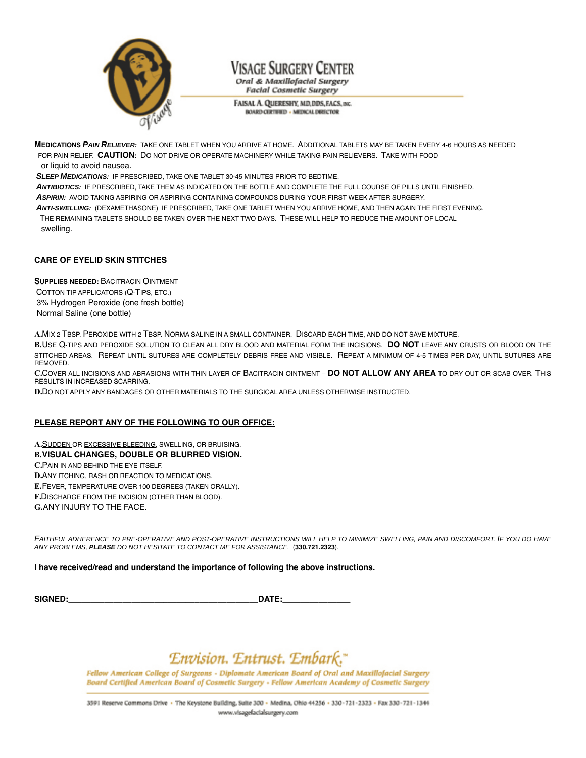# VISAGE SURGERY CENTER

Oral & Maxillofacial Surgery
Facial Cosmetic Surgery

FAISAL A. QUERESHY, MD,DDS,FACS, INC.
BOARD CERTIFIED • MEDICAL DIRECTOR

**MEDICATIONS** ***PAIN RELIEVER:*** TAKE ONE TABLET WHEN YOU ARRIVE AT HOME. ADDITIONAL TABLETS MAY BE TAKEN EVERY 4-6 HOURS AS NEEDED FOR PAIN RELIEF. **CAUTION:** DO NOT DRIVE OR OPERATE MACHINERY WHILE TAKING PAIN RELIEVERS. TAKE WITH FOOD or liquid to avoid nausea.

***SLEEP MEDICATIONS:*** IF PRESCRIBED, TAKE ONE TABLET 30-45 MINUTES PRIOR TO BEDTIME.

***ANTIBIOTICS:*** IF PRESCRIBED, TAKE THEM AS INDICATED ON THE BOTTLE AND COMPLETE THE FULL COURSE OF PILLS UNTIL FINISHED.

***ASPIRIN:*** AVOID TAKING ASPIRING OR ASPIRING CONTAINING COMPOUNDS DURING YOUR FIRST WEEK AFTER SURGERY.

***ANTI-SWELLING:*** (DEXAMETHASONE) IF PRESCRIBED, TAKE ONE TABLET WHEN YOU ARRIVE HOME, AND THEN AGAIN THE FIRST EVENING. THE REMAINING TABLETS SHOULD BE TAKEN OVER THE NEXT TWO DAYS. THESE WILL HELP TO REDUCE THE AMOUNT OF LOCAL swelling.

## CARE OF EYELID SKIN STITCHES

**SUPPLIES NEEDED:** BACITRACIN OINTMENT
COTTON TIP APPLICATORS (Q-TIPS, ETC.)
3% Hydrogen Peroxide (one fresh bottle)
Normal Saline (one bottle)

**A.** MIX 2 TBSP. PEROXIDE WITH 2 TBSP. NORMA SALINE IN A SMALL CONTAINER. DISCARD EACH TIME, AND DO NOT SAVE MIXTURE.

**B.** USE Q-TIPS AND PEROXIDE SOLUTION TO CLEAN ALL DRY BLOOD AND MATERIAL FORM THE INCISIONS. **DO NOT** LEAVE ANY CRUSTS OR BLOOD ON THE STITCHED AREAS. REPEAT UNTIL SUTURES ARE COMPLETELY DEBRIS FREE AND VISIBLE. REPEAT A MINIMUM OF 4-5 TIMES PER DAY, UNTIL SUTURES ARE REMOVED.

**C.** COVER ALL INCISIONS AND ABRASIONS WITH THIN LAYER OF BACITRACIN OINTMENT – **DO NOT ALLOW ANY AREA** TO DRY OUT OR SCAB OVER. THIS RESULTS IN INCREASED SCARRING.

**D.** DO NOT APPLY ANY BANDAGES OR OTHER MATERIALS TO THE SURGICAL AREA UNLESS OTHERWISE INSTRUCTED.

## PLEASE REPORT ANY OF THE FOLLOWING TO OUR OFFICE:

**A.** SUDDEN OR EXCESSIVE BLEEDING, SWELLING, OR BRUISING.
**B. VISUAL CHANGES, DOUBLE OR BLURRED VISION.**
**C.** PAIN IN AND BEHIND THE EYE ITSELF.
**D.** ANY ITCHING, RASH OR REACTION TO MEDICATIONS.
**E.** FEVER, TEMPERATURE OVER 100 DEGREES (TAKEN ORALLY).
**F.** DISCHARGE FROM THE INCISION (OTHER THAN BLOOD).
**G.** ANY INJURY TO THE FACE.

*FAITHFUL ADHERENCE TO PRE-OPERATIVE AND POST-OPERATIVE INSTRUCTIONS WILL HELP TO MINIMIZE SWELLING, PAIN AND DISCOMFORT. IF YOU DO HAVE ANY PROBLEMS,* ***PLEASE*** *DO NOT HESITATE TO CONTACT ME FOR ASSISTANCE.* (**330.721.2323**).

**I have received/read and understand the importance of following the above instructions.**

**SIGNED:**__________________________________________**DATE:**_______________

*Envision. Entrust. Embark.*™

*Fellow American College of Surgeons • Diplomate American Board of Oral and Maxillofacial Surgery*
*Board Certified American Board of Cosmetic Surgery • Fellow American Academy of Cosmetic Surgery*

3591 Reserve Commons Drive • The Keystone Building, Suite 300 • Medina, Ohio 44256 • 330•721•2323 • Fax 330•721•1344
www.visagefacialsurgery.com